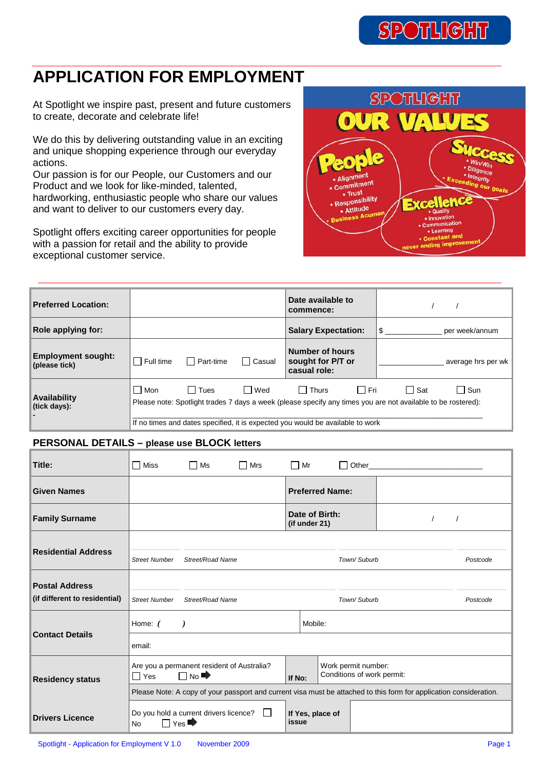# APPLICATION FOR EMPLOYMENT

At Spotlight we inspire past, present and future customers to create, decorate and celebrate life!

We do this by delivering outstanding value in an exciting and unique shopping experience through our everyday actions.
Our passion is for our People, our Customers and our Product and we look for like-minded, talented, hardworking, enthusiastic people who share our values and want to deliver to our customers every day.

Spotlight offers exciting career opportunities for people with a passion for retail and the ability to provide exceptional customer service.

**SPOTLIGHT OUR VALUES**

**People**
- Alignment
- Commitment
- Trust
- Responsibility
- Attitude
- Business Acumen

**Success**
- Win/Win
- Diligence
- Integrity
- Exceeding our goals

**Excellence**
- Quality
- Innovation
- Communication
- Learning
- Constant and never ending improvement

| **Preferred Location:** | | **Date available to commence:** | / / |
|---|---|---|---|
| **Role applying for:** | | **Salary Expectation:** | $ ____________ per week/annum |
| **Employment sought: (please tick)** | ☐ Full time ☐ Part-time ☐ Casual | **Number of hours sought for P/T or casual role:** | ____________ average hrs per wk |
| **Availability (tick days):** | ☐ Mon ☐ Tues ☐ Wed ☐ Thurs ☐ Fri ☐ Sat ☐ Sun<br>Please note: Spotlight trades 7 days a week (please specify any times you are not available to be rostered):<br>If no times and dates specified, it is expected you would be available to work | | |

## PERSONAL DETAILS – please use BLOCK letters

| **Title:** | ☐ Miss ☐ Ms ☐ Mrs ☐ Mr ☐ Other____________ | | |
|---|---|---|---|
| **Given Names** | | **Preferred Name:** | |
| **Family Surname** | | **Date of Birth: (if under 21)** | / / |
| **Residential Address** | *Street Number* *Street/Road Name* *Town/ Suburb* *Postcode* | | |
| **Postal Address (if different to residential)** | *Street Number* *Street/Road Name* *Town/ Suburb* *Postcode* | | |
| **Contact Details** | Home: ( ) | Mobile: | |
| | email: | | |
| **Residency status** | Are you a permanent resident of Australia? ☐ Yes ☐ No ➡ | **If No:** | Work permit number:<br>Conditions of work permit: |
| | Please Note: A copy of your passport and current visa must be attached to this form for application consideration. | | |
| **Drivers Licence** | Do you hold a current drivers licence? ☐ No ☐ Yes ➡ | **If Yes, place of issue** | |

Spotlight - Application for Employment V 1.0 November 2009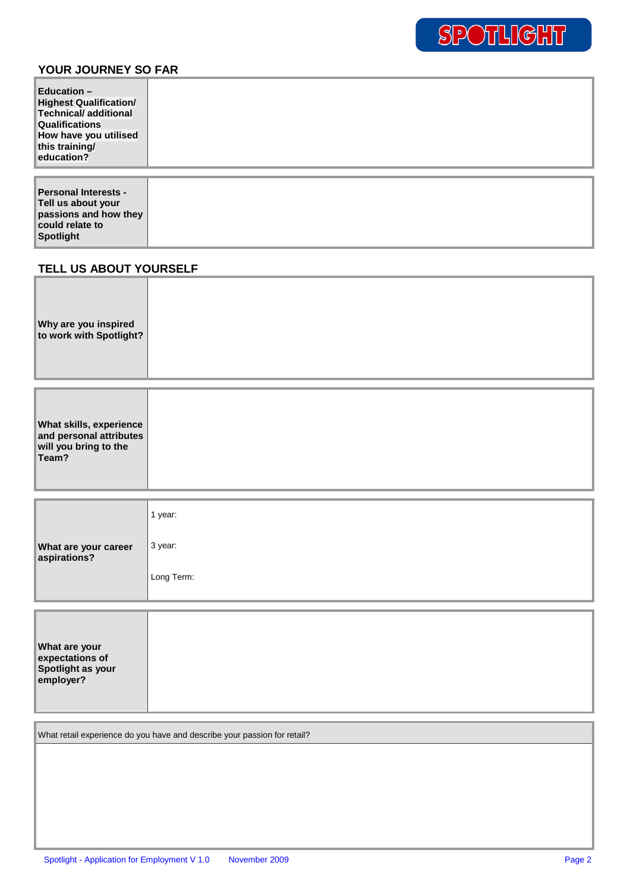## YOUR JOURNEY SO FAR

| | |
|---|---|
| **Education – Highest Qualification/ Technical/ additional Qualifications How have you utilised this training/ education?** | |

| | |
|---|---|
| **Personal Interests - Tell us about your passions and how they could relate to Spotlight** | |

## TELL US ABOUT YOURSELF

| | |
|---|---|
| **Why are you inspired to work with Spotlight?** | |

| | |
|---|---|
| **What skills, experience and personal attributes will you bring to the Team?** | |

| | |
|---|---|
| **What are your career aspirations?** | 1 year:<br><br>3 year:<br><br>Long Term: |

| | |
|---|---|
| **What are your expectations of Spotlight as your employer?** | |

| What retail experience do you have and describe your passion for retail? |
|---|
| |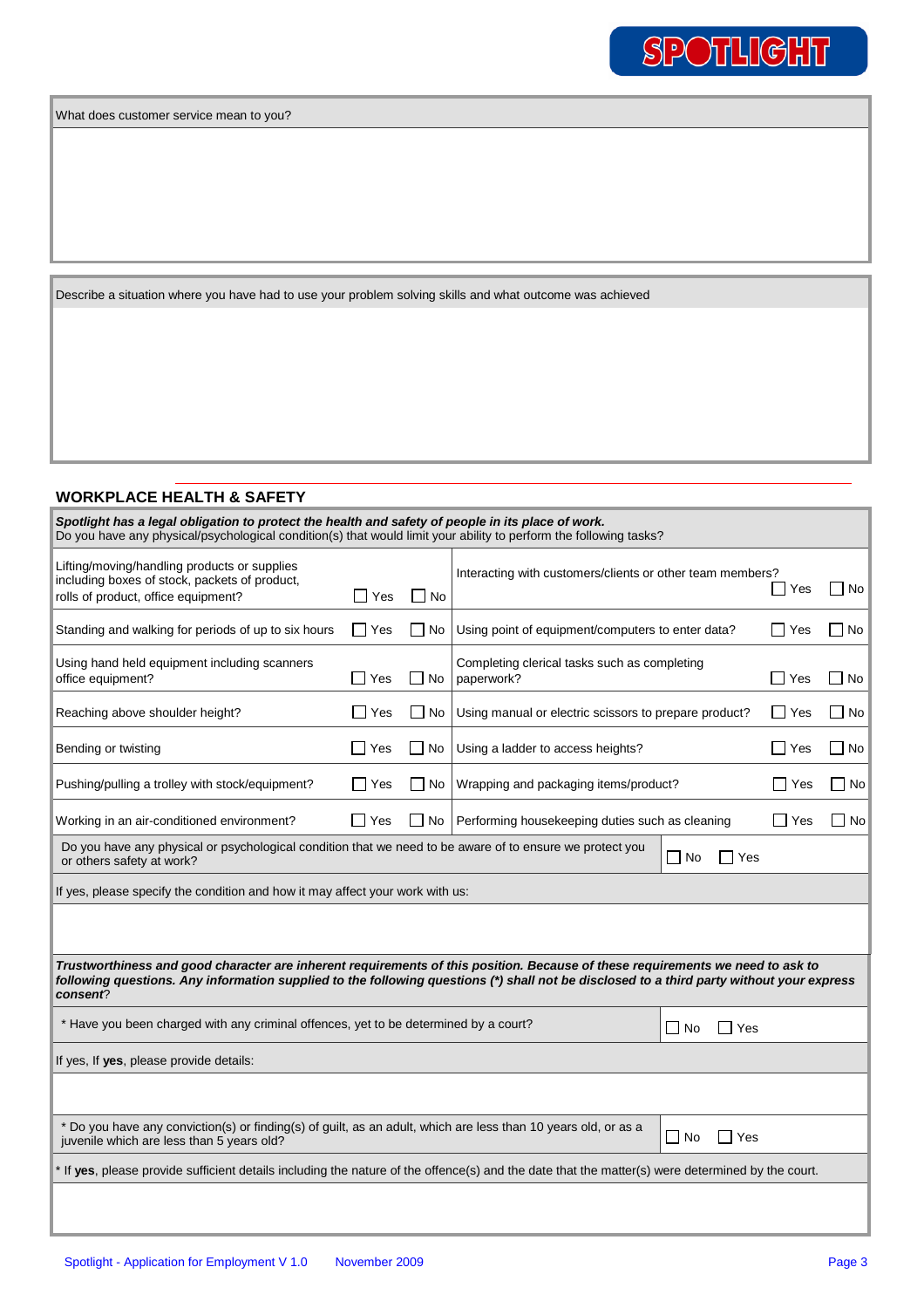What does customer service mean to you?

Describe a situation where you have had to use your problem solving skills and what outcome was achieved

## WORKPLACE HEALTH & SAFETY

***Spotlight has a legal obligation to protect the health and safety of people in its place of work.***
Do you have any physical/psychological condition(s) that would limit your ability to perform the following tasks?

| Task | | | Task | | |
|---|---|---|---|---|---|
| Lifting/moving/handling products or supplies including boxes of stock, packets of product, rolls of product, office equipment? | ☐ Yes | ☐ No | Interacting with customers/clients or other team members? | ☐ Yes | ☐ No |
| Standing and walking for periods of up to six hours | ☐ Yes | ☐ No | Using point of equipment/computers to enter data? | ☐ Yes | ☐ No |
| Using hand held equipment including scanners office equipment? | ☐ Yes | ☐ No | Completing clerical tasks such as completing paperwork? | ☐ Yes | ☐ No |
| Reaching above shoulder height? | ☐ Yes | ☐ No | Using manual or electric scissors to prepare product? | ☐ Yes | ☐ No |
| Bending or twisting | ☐ Yes | ☐ No | Using a ladder to access heights? | ☐ Yes | ☐ No |
| Pushing/pulling a trolley with stock/equipment? | ☐ Yes | ☐ No | Wrapping and packaging items/product? | ☐ Yes | ☐ No |
| Working in an air-conditioned environment? | ☐ Yes | ☐ No | Performing housekeeping duties such as cleaning | ☐ Yes | ☐ No |

Do you have any physical or psychological condition that we need to be aware of to ensure we protect you or others safety at work? ☐ No ☐ Yes

If yes, please specify the condition and how it may affect your work with us:

***Trustworthiness and good character are inherent requirements of this position. Because of these requirements we need to ask to following questions. Any information supplied to the following questions (\*) shall not be disclosed to a third party without your express consent?***

\* Have you been charged with any criminal offences, yet to be determined by a court? ☐ No ☐ Yes

If yes, If **yes**, please provide details:

\* Do you have any conviction(s) or finding(s) of guilt, as an adult, which are less than 10 years old, or as a juvenile which are less than 5 years old? ☐ No ☐ Yes

\* If **yes**, please provide sufficient details including the nature of the offence(s) and the date that the matter(s) were determined by the court.

Spotlight - Application for Employment V 1.0 November 2009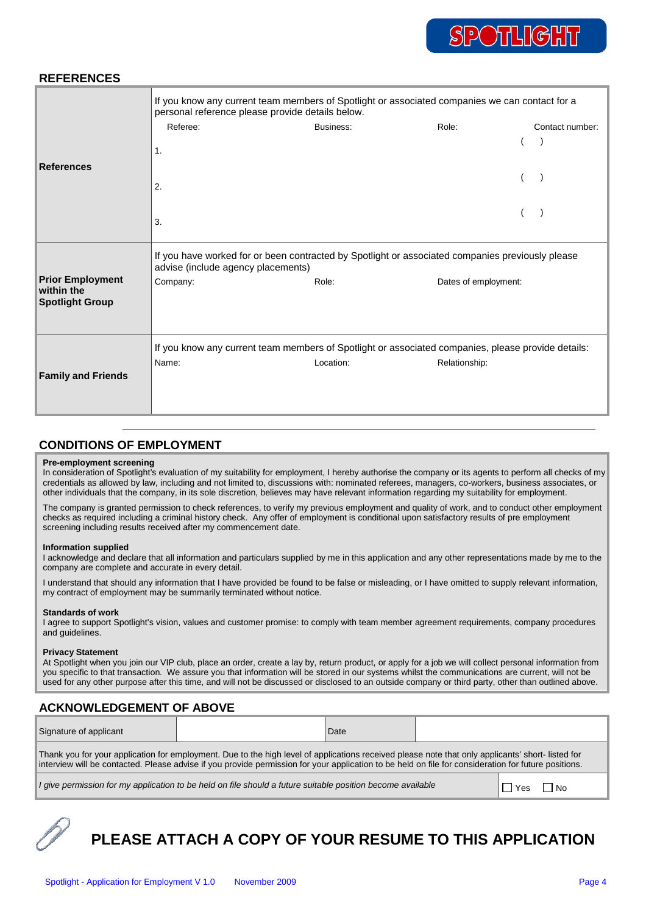## REFERENCES

| | |
|---|---|
| **References** | If you know any current team members of Spotlight or associated companies we can contact for a personal reference please provide details below.<br>Referee: Business: Role: Contact number:<br>1. ( )<br>2. ( )<br>3. ( ) |
| **Prior Employment within the Spotlight Group** | If you have worked for or been contracted by Spotlight or associated companies previously please advise (include agency placements)<br>Company: Role: Dates of employment: |
| **Family and Friends** | If you know any current team members of Spotlight or associated companies, please provide details:<br>Name: Location: Relationship: |

## CONDITIONS OF EMPLOYMENT

**Pre-employment screening**

In consideration of Spotlight's evaluation of my suitability for employment, I hereby authorise the company or its agents to perform all checks of my credentials as allowed by law, including and not limited to, discussions with: nominated referees, managers, co-workers, business associates, or other individuals that the company, in its sole discretion, believes may have relevant information regarding my suitability for employment.

The company is granted permission to check references, to verify my previous employment and quality of work, and to conduct other employment checks as required including a criminal history check. Any offer of employment is conditional upon satisfactory results of pre employment screening including results received after my commencement date.

**Information supplied**

I acknowledge and declare that all information and particulars supplied by me in this application and any other representations made by me to the company are complete and accurate in every detail.

I understand that should any information that I have provided be found to be false or misleading, or I have omitted to supply relevant information, my contract of employment may be summarily terminated without notice.

**Standards of work**

I agree to support Spotlight's vision, values and customer promise: to comply with team member agreement requirements, company procedures and guidelines.

**Privacy Statement**

At Spotlight when you join our VIP club, place an order, create a lay by, return product, or apply for a job we will collect personal information from you specific to that transaction. We assure you that information will be stored in our systems whilst the communications are current, will not be used for any other purpose after this time, and will not be discussed or disclosed to an outside company or third party, other than outlined above.

## ACKNOWLEDGEMENT OF ABOVE

| | | | |
|---|---|---|---|
| Signature of applicant | | Date | |

Thank you for your application for employment. Due to the high level of applications received please note that only applicants' short- listed for interview will be contacted. Please advise if you provide permission for your application to be held on file for consideration for future positions.

*I give permission for my application to be held on file should a future suitable position become available* ☐ Yes ☐ No

## PLEASE ATTACH A COPY OF YOUR RESUME TO THIS APPLICATION